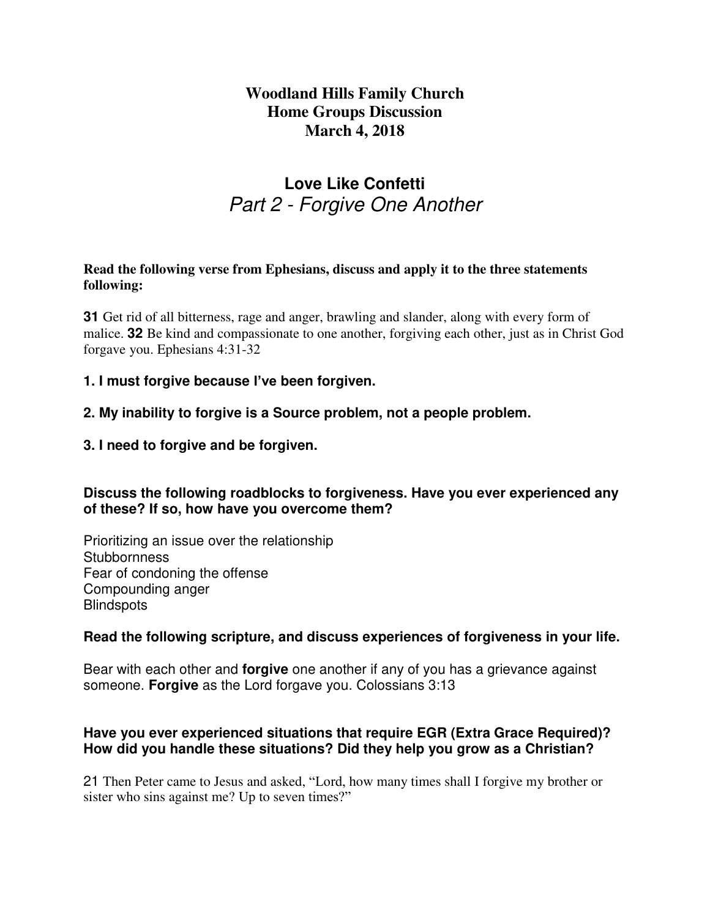# Woodland Hills Family Church
# Home Groups Discussion
# March 4, 2018

## Love Like Confetti
## *Part 2 - Forgive One Another*

**Read the following verse from Ephesians, discuss and apply it to the three statements following:**

**31** Get rid of all bitterness, rage and anger, brawling and slander, along with every form of malice. **32** Be kind and compassionate to one another, forgiving each other, just as in Christ God forgave you. Ephesians 4:31-32

**1. I must forgive because I've been forgiven.**

**2. My inability to forgive is a Source problem, not a people problem.**

**3. I need to forgive and be forgiven.**

**Discuss the following roadblocks to forgiveness. Have you ever experienced any of these? If so, how have you overcome them?**

Prioritizing an issue over the relationship
Stubbornness
Fear of condoning the offense
Compounding anger
Blindspots

**Read the following scripture, and discuss experiences of forgiveness in your life.**

Bear with each other and **forgive** one another if any of you has a grievance against someone. **Forgive** as the Lord forgave you. Colossians 3:13

**Have you ever experienced situations that require EGR (Extra Grace Required)? How did you handle these situations? Did they help you grow as a Christian?**

21 Then Peter came to Jesus and asked, "Lord, how many times shall I forgive my brother or sister who sins against me? Up to seven times?"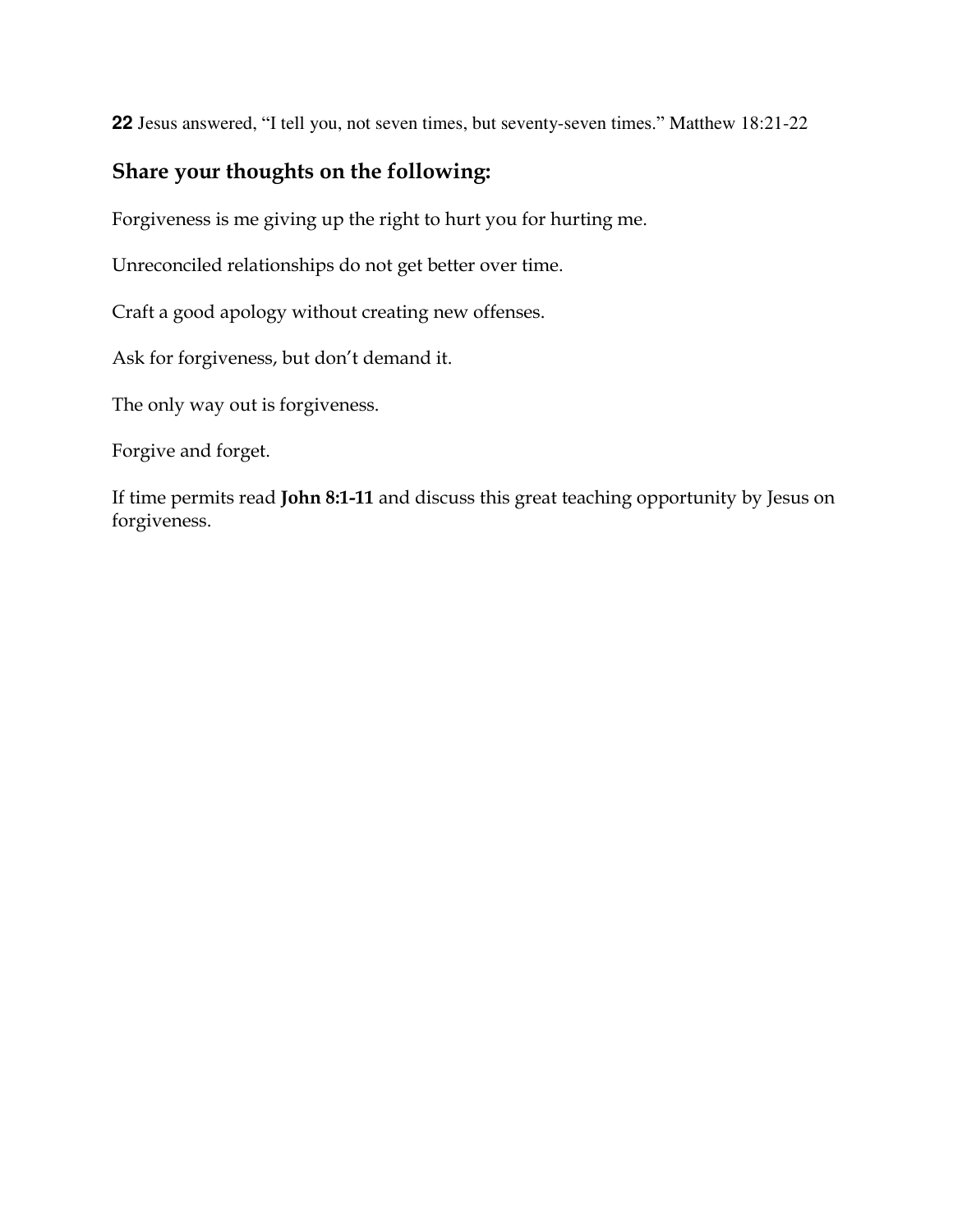**22** Jesus answered, "I tell you, not seven times, but seventy-seven times." Matthew 18:21-22

## Share your thoughts on the following:

Forgiveness is me giving up the right to hurt you for hurting me.

Unreconciled relationships do not get better over time.

Craft a good apology without creating new offenses.

Ask for forgiveness, but don't demand it.

The only way out is forgiveness.

Forgive and forget.

If time permits read **John 8:1-11** and discuss this great teaching opportunity by Jesus on forgiveness.